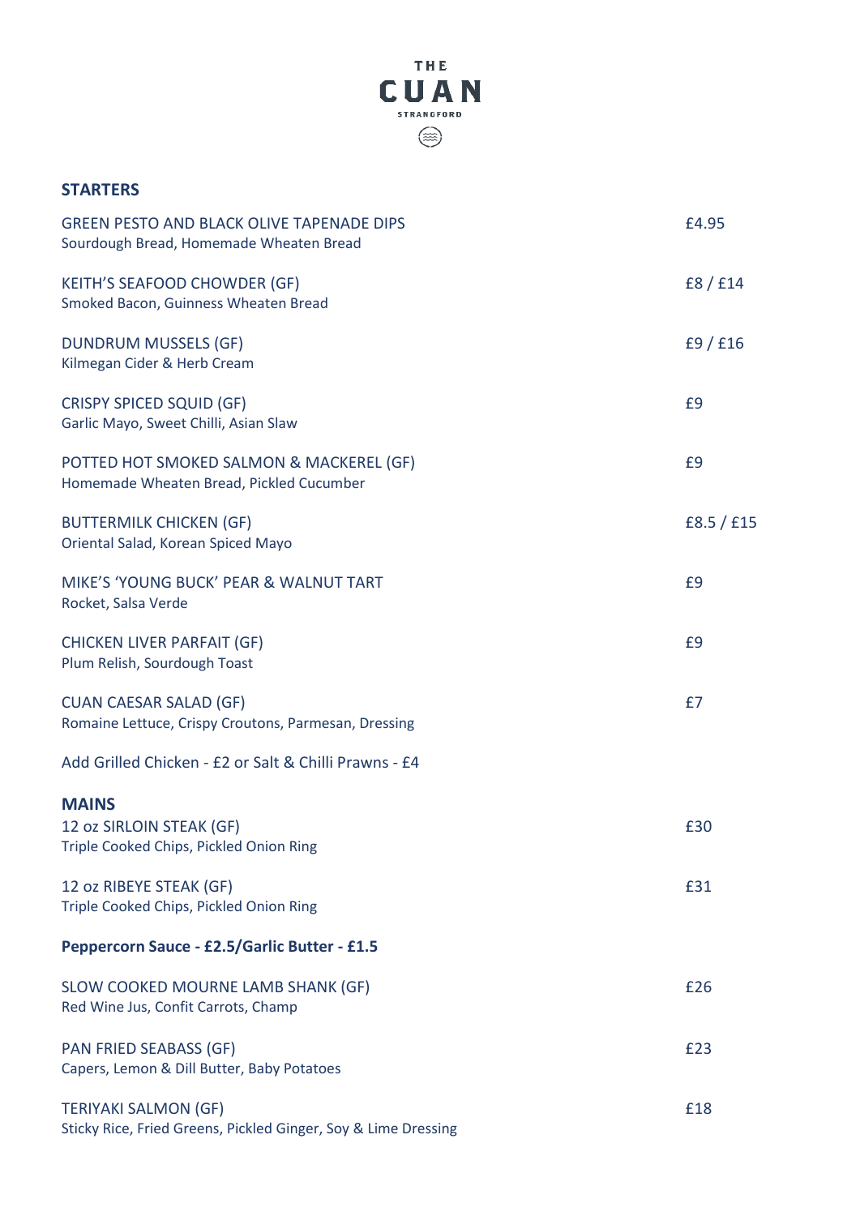# THE CUAN

STRANGFORD

## STARTERS

GREEN PESTO AND BLACK OLIVE TAPENADE DIPS — £4.95
Sourdough Bread, Homemade Wheaten Bread

KEITH'S SEAFOOD CHOWDER (GF) — £8 / £14
Smoked Bacon, Guinness Wheaten Bread

DUNDRUM MUSSELS (GF) — £9 / £16
Kilmegan Cider & Herb Cream

CRISPY SPICED SQUID (GF) — £9
Garlic Mayo, Sweet Chilli, Asian Slaw

POTTED HOT SMOKED SALMON & MACKEREL (GF) — £9
Homemade Wheaten Bread, Pickled Cucumber

BUTTERMILK CHICKEN (GF) — £8.5 / £15
Oriental Salad, Korean Spiced Mayo

MIKE'S 'YOUNG BUCK' PEAR & WALNUT TART — £9
Rocket, Salsa Verde

CHICKEN LIVER PARFAIT (GF) — £9
Plum Relish, Sourdough Toast

CUAN CAESAR SALAD (GF) — £7
Romaine Lettuce, Crispy Croutons, Parmesan, Dressing

Add Grilled Chicken - £2 or Salt & Chilli Prawns - £4

## MAINS

12 oz SIRLOIN STEAK (GF) — £30
Triple Cooked Chips, Pickled Onion Ring

12 oz RIBEYE STEAK (GF) — £31
Triple Cooked Chips, Pickled Onion Ring

**Peppercorn Sauce - £2.5/Garlic Butter - £1.5**

SLOW COOKED MOURNE LAMB SHANK (GF) — £26
Red Wine Jus, Confit Carrots, Champ

PAN FRIED SEABASS (GF) — £23
Capers, Lemon & Dill Butter, Baby Potatoes

TERIYAKI SALMON (GF) — £18
Sticky Rice, Fried Greens, Pickled Ginger, Soy & Lime Dressing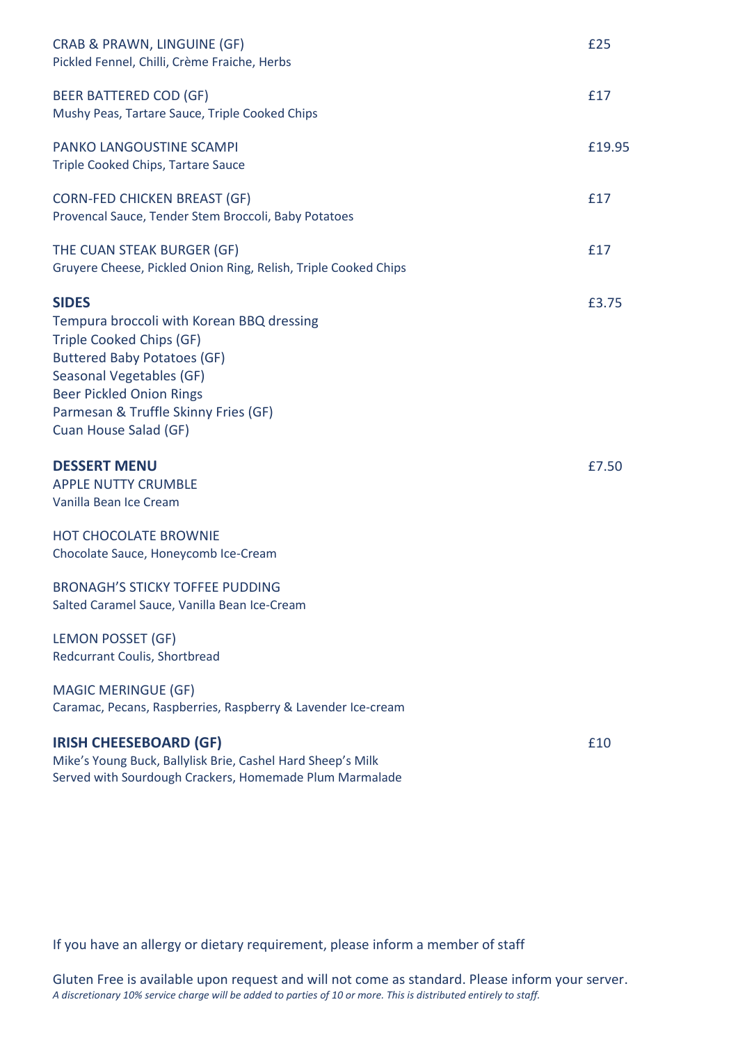CRAB & PRAWN, LINGUINE (GF) £25
Pickled Fennel, Chilli, Crème Fraiche, Herbs

BEER BATTERED COD (GF) £17
Mushy Peas, Tartare Sauce, Triple Cooked Chips

PANKO LANGOUSTINE SCAMPI £19.95
Triple Cooked Chips, Tartare Sauce

CORN-FED CHICKEN BREAST (GF) £17
Provencal Sauce, Tender Stem Broccoli, Baby Potatoes

THE CUAN STEAK BURGER (GF) £17
Gruyere Cheese, Pickled Onion Ring, Relish, Triple Cooked Chips

**SIDES** £3.75

Tempura broccoli with Korean BBQ dressing
Triple Cooked Chips (GF)
Buttered Baby Potatoes (GF)
Seasonal Vegetables (GF)
Beer Pickled Onion Rings
Parmesan & Truffle Skinny Fries (GF)
Cuan House Salad (GF)

**DESSERT MENU** £7.50

APPLE NUTTY CRUMBLE
Vanilla Bean Ice Cream

HOT CHOCOLATE BROWNIE
Chocolate Sauce, Honeycomb Ice-Cream

BRONAGH'S STICKY TOFFEE PUDDING
Salted Caramel Sauce, Vanilla Bean Ice-Cream

LEMON POSSET (GF)
Redcurrant Coulis, Shortbread

MAGIC MERINGUE (GF)
Caramac, Pecans, Raspberries, Raspberry & Lavender Ice-cream

**IRISH CHEESEBOARD (GF)** £10

Mike's Young Buck, Ballylisk Brie, Cashel Hard Sheep's Milk
Served with Sourdough Crackers, Homemade Plum Marmalade

If you have an allergy or dietary requirement, please inform a member of staff

Gluten Free is available upon request and will not come as standard. Please inform your server.
*A discretionary 10% service charge will be added to parties of 10 or more. This is distributed entirely to staff.*